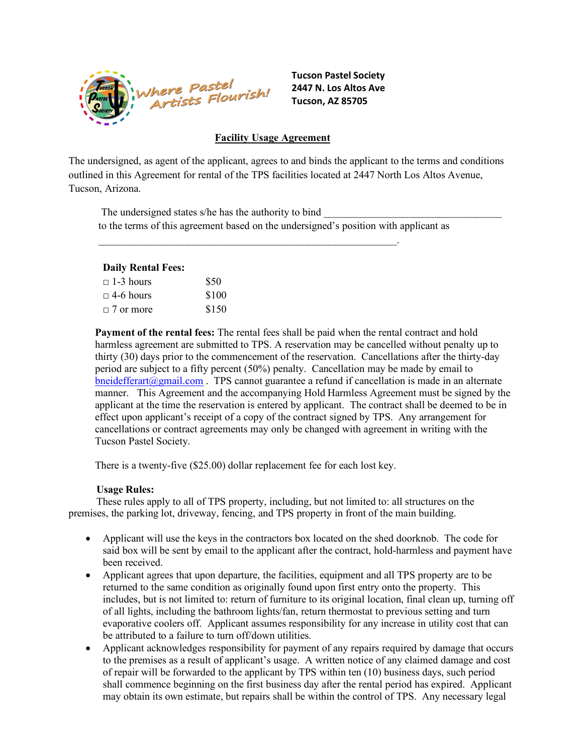Where Pastel Artists Flourish!

**Tucson Pastel Society**
**2447 N. Los Altos Ave**
**Tucson, AZ 85705**

## Facility Usage Agreement

The undersigned, as agent of the applicant, agrees to and binds the applicant to the terms and conditions outlined in this Agreement for rental of the TPS facilities located at 2447 North Los Altos Avenue, Tucson, Arizona.

The undersigned states s/he has the authority to bind ___________________________________ to the terms of this agreement based on the undersigned's position with applicant as ___________________________________________________________.

**Daily Rental Fees:**

| | |
|---|---|
| □ 1-3 hours | $50 |
| □ 4-6 hours | $100 |
| □ 7 or more | $150 |

**Payment of the rental fees:** The rental fees shall be paid when the rental contract and hold harmless agreement are submitted to TPS. A reservation may be cancelled without penalty up to thirty (30) days prior to the commencement of the reservation. Cancellations after the thirty-day period are subject to a fifty percent (50%) penalty. Cancellation may be made by email to bneidefferart@gmail.com . TPS cannot guarantee a refund if cancellation is made in an alternate manner. This Agreement and the accompanying Hold Harmless Agreement must be signed by the applicant at the time the reservation is entered by applicant. The contract shall be deemed to be in effect upon applicant's receipt of a copy of the contract signed by TPS. Any arrangement for cancellations or contract agreements may only be changed with agreement in writing with the Tucson Pastel Society.

There is a twenty-five ($25.00) dollar replacement fee for each lost key.

**Usage Rules:**

These rules apply to all of TPS property, including, but not limited to: all structures on the premises, the parking lot, driveway, fencing, and TPS property in front of the main building.

- Applicant will use the keys in the contractors box located on the shed doorknob. The code for said box will be sent by email to the applicant after the contract, hold-harmless and payment have been received.
- Applicant agrees that upon departure, the facilities, equipment and all TPS property are to be returned to the same condition as originally found upon first entry onto the property. This includes, but is not limited to: return of furniture to its original location, final clean up, turning off of all lights, including the bathroom lights/fan, return thermostat to previous setting and turn evaporative coolers off. Applicant assumes responsibility for any increase in utility cost that can be attributed to a failure to turn off/down utilities.
- Applicant acknowledges responsibility for payment of any repairs required by damage that occurs to the premises as a result of applicant's usage. A written notice of any claimed damage and cost of repair will be forwarded to the applicant by TPS within ten (10) business days, such period shall commence beginning on the first business day after the rental period has expired. Applicant may obtain its own estimate, but repairs shall be within the control of TPS. Any necessary legal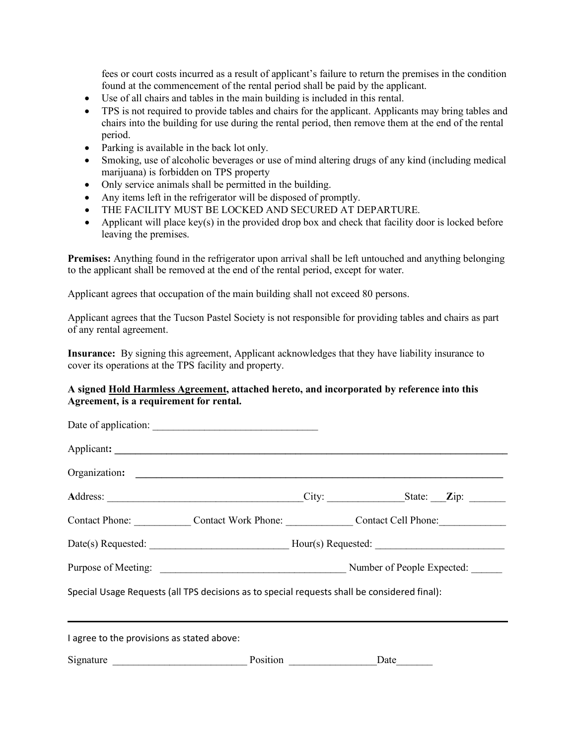fees or court costs incurred as a result of applicant's failure to return the premises in the condition found at the commencement of the rental period shall be paid by the applicant.

- Use of all chairs and tables in the main building is included in this rental.
- TPS is not required to provide tables and chairs for the applicant. Applicants may bring tables and chairs into the building for use during the rental period, then remove them at the end of the rental period.
- Parking is available in the back lot only.
- Smoking, use of alcoholic beverages or use of mind altering drugs of any kind (including medical marijuana) is forbidden on TPS property
- Only service animals shall be permitted in the building.
- Any items left in the refrigerator will be disposed of promptly.
- THE FACILITY MUST BE LOCKED AND SECURED AT DEPARTURE.
- Applicant will place key(s) in the provided drop box and check that facility door is locked before leaving the premises.

**Premises:** Anything found in the refrigerator upon arrival shall be left untouched and anything belonging to the applicant shall be removed at the end of the rental period, except for water.

Applicant agrees that occupation of the main building shall not exceed 80 persons.

Applicant agrees that the Tucson Pastel Society is not responsible for providing tables and chairs as part of any rental agreement.

**Insurance:** By signing this agreement, Applicant acknowledges that they have liability insurance to cover its operations at the TPS facility and property.

**A signed <u>Hold Harmless Agreement</u>, attached hereto, and incorporated by reference into this Agreement, is a requirement for rental.**

Date of application: ________________________________

Applicant**:** ________________________________________________________________________________

Organization**:** ___________________________________________________________________________

Address: ______________________________________City: _______________State: ___Zip: _______

Contact Phone: ___________ Contact Work Phone: _____________ Contact Cell Phone:_____________

Date(s) Requested: ___________________________ Hour(s) Requested: _________________________

Purpose of Meeting: ____________________________________ Number of People Expected: ______

Special Usage Requests (all TPS decisions as to special requests shall be considered final):

---

I agree to the provisions as stated above:

Signature __________________________ Position _________________Date_______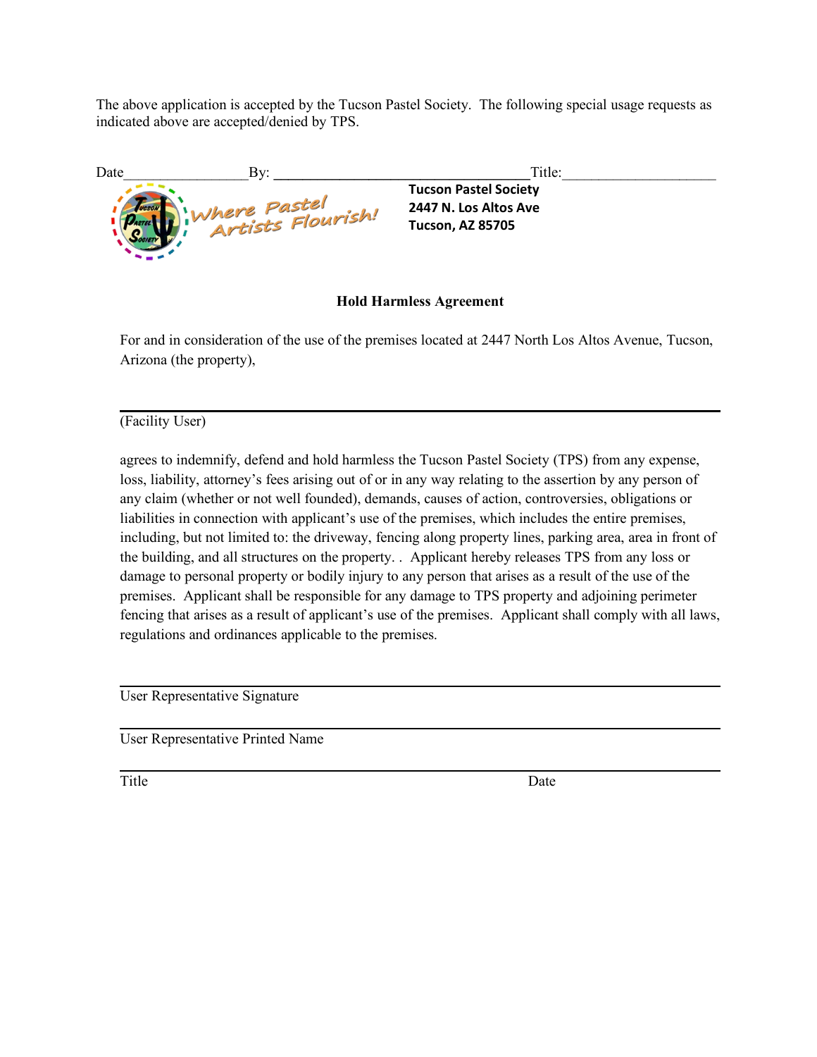The above application is accepted by the Tucson Pastel Society. The following special usage requests as indicated above are accepted/denied by TPS.

Date________________By: __________________________________Title:____________________

Where Pastel Artists Flourish!

**Tucson Pastel Society**
**2447 N. Los Altos Ave**
**Tucson, AZ 85705**

**Hold Harmless Agreement**

For and in consideration of the use of the premises located at 2447 North Los Altos Avenue, Tucson, Arizona (the property),

___________________________________________________________

(Facility User)

agrees to indemnify, defend and hold harmless the Tucson Pastel Society (TPS) from any expense, loss, liability, attorney's fees arising out of or in any way relating to the assertion by any person of any claim (whether or not well founded), demands, causes of action, controversies, obligations or liabilities in connection with applicant's use of the premises, which includes the entire premises, including, but not limited to: the driveway, fencing along property lines, parking area, area in front of the building, and all structures on the property. . Applicant hereby releases TPS from any loss or damage to personal property or bodily injury to any person that arises as a result of the use of the premises. Applicant shall be responsible for any damage to TPS property and adjoining perimeter fencing that arises as a result of applicant's use of the premises. Applicant shall comply with all laws, regulations and ordinances applicable to the premises.

___________________________________________________________

User Representative Signature

___________________________________________________________

User Representative Printed Name

___________________________________________________________

Title                                                                                    Date